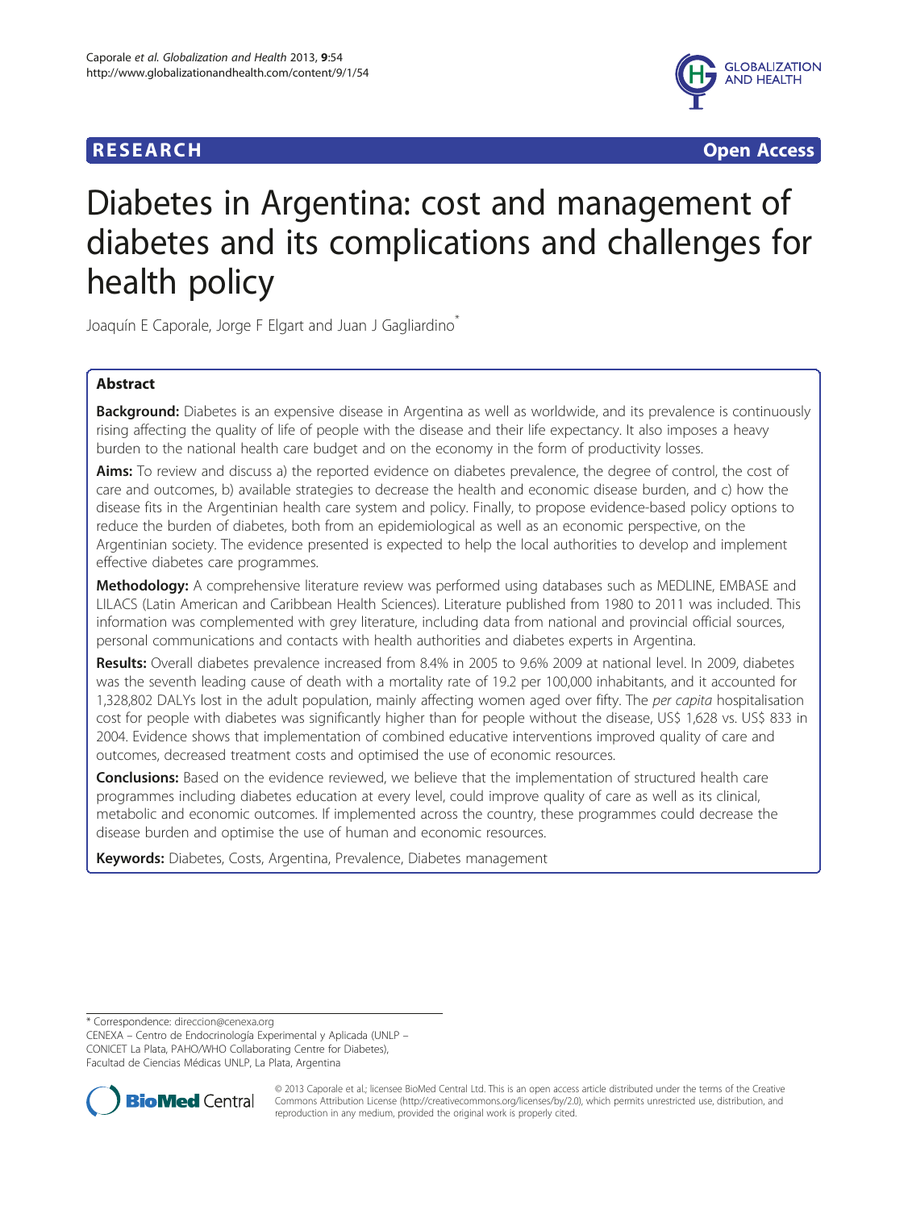RESEARCH Open Access

# Diabetes in Argentina: cost and management of diabetes and its complications and challenges for health policy

Joaquín E Caporale, Jorge F Elgart and Juan J Gagliardino*

## Abstract

**Background:** Diabetes is an expensive disease in Argentina as well as worldwide, and its prevalence is continuously rising affecting the quality of life of people with the disease and their life expectancy. It also imposes a heavy burden to the national health care budget and on the economy in the form of productivity losses.

**Aims:** To review and discuss a) the reported evidence on diabetes prevalence, the degree of control, the cost of care and outcomes, b) available strategies to decrease the health and economic disease burden, and c) how the disease fits in the Argentinian health care system and policy. Finally, to propose evidence-based policy options to reduce the burden of diabetes, both from an epidemiological as well as an economic perspective, on the Argentinian society. The evidence presented is expected to help the local authorities to develop and implement effective diabetes care programmes.

**Methodology:** A comprehensive literature review was performed using databases such as MEDLINE, EMBASE and LILACS (Latin American and Caribbean Health Sciences). Literature published from 1980 to 2011 was included. This information was complemented with grey literature, including data from national and provincial official sources, personal communications and contacts with health authorities and diabetes experts in Argentina.

**Results:** Overall diabetes prevalence increased from 8.4% in 2005 to 9.6% 2009 at national level. In 2009, diabetes was the seventh leading cause of death with a mortality rate of 19.2 per 100,000 inhabitants, and it accounted for 1,328,802 DALYs lost in the adult population, mainly affecting women aged over fifty. The *per capita* hospitalisation cost for people with diabetes was significantly higher than for people without the disease, US$ 1,628 vs. US$ 833 in 2004. Evidence shows that implementation of combined educative interventions improved quality of care and outcomes, decreased treatment costs and optimised the use of economic resources.

**Conclusions:** Based on the evidence reviewed, we believe that the implementation of structured health care programmes including diabetes education at every level, could improve quality of care as well as its clinical, metabolic and economic outcomes. If implemented across the country, these programmes could decrease the disease burden and optimise the use of human and economic resources.

**Keywords:** Diabetes, Costs, Argentina, Prevalence, Diabetes management

---

* Correspondence: direccion@cenexa.org
CENEXA – Centro de Endocrinología Experimental y Aplicada (UNLP – CONICET La Plata, PAHO/WHO Collaborating Centre for Diabetes), Facultad de Ciencias Médicas UNLP, La Plata, Argentina

© 2013 Caporale et al.; licensee BioMed Central Ltd. This is an open access article distributed under the terms of the Creative Commons Attribution License (http://creativecommons.org/licenses/by/2.0), which permits unrestricted use, distribution, and reproduction in any medium, provided the original work is properly cited.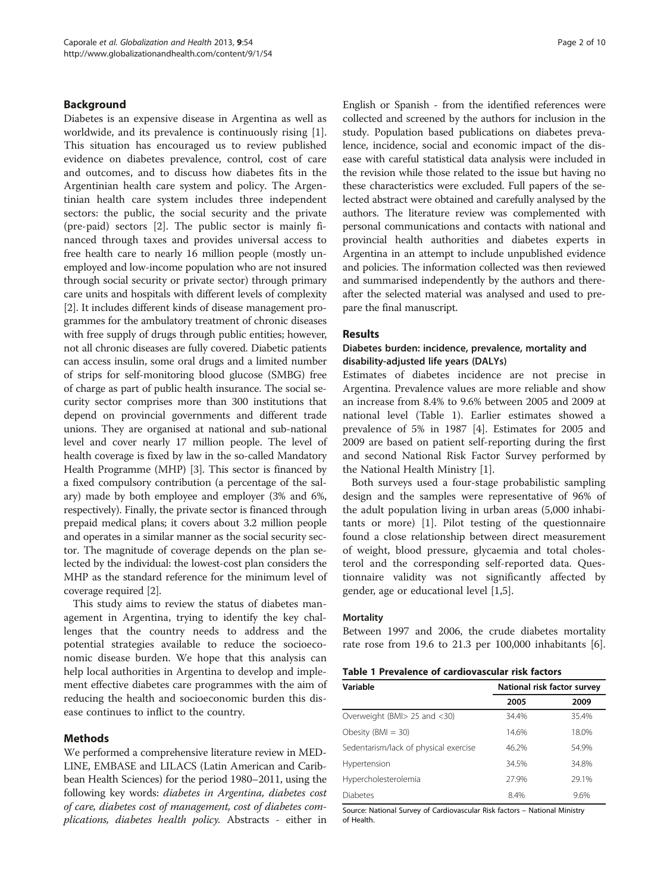## Background

Diabetes is an expensive disease in Argentina as well as worldwide, and its prevalence is continuously rising [1]. This situation has encouraged us to review published evidence on diabetes prevalence, control, cost of care and outcomes, and to discuss how diabetes fits in the Argentinian health care system and policy. The Argentinian health care system includes three independent sectors: the public, the social security and the private (pre-paid) sectors [2]. The public sector is mainly financed through taxes and provides universal access to free health care to nearly 16 million people (mostly unemployed and low-income population who are not insured through social security or private sector) through primary care units and hospitals with different levels of complexity [2]. It includes different kinds of disease management programmes for the ambulatory treatment of chronic diseases with free supply of drugs through public entities; however, not all chronic diseases are fully covered. Diabetic patients can access insulin, some oral drugs and a limited number of strips for self-monitoring blood glucose (SMBG) free of charge as part of public health insurance. The social security sector comprises more than 300 institutions that depend on provincial governments and different trade unions. They are organised at national and sub-national level and cover nearly 17 million people. The level of health coverage is fixed by law in the so-called Mandatory Health Programme (MHP) [3]. This sector is financed by a fixed compulsory contribution (a percentage of the salary) made by both employee and employer (3% and 6%, respectively). Finally, the private sector is financed through prepaid medical plans; it covers about 3.2 million people and operates in a similar manner as the social security sector. The magnitude of coverage depends on the plan selected by the individual: the lowest-cost plan considers the MHP as the standard reference for the minimum level of coverage required [2].

This study aims to review the status of diabetes management in Argentina, trying to identify the key challenges that the country needs to address and the potential strategies available to reduce the socioeconomic disease burden. We hope that this analysis can help local authorities in Argentina to develop and implement effective diabetes care programmes with the aim of reducing the health and socioeconomic burden this disease continues to inflict to the country.

## Methods

We performed a comprehensive literature review in MEDLINE, EMBASE and LILACS (Latin American and Caribbean Health Sciences) for the period 1980–2011, using the following key words: *diabetes in Argentina, diabetes cost of care, diabetes cost of management, cost of diabetes complications, diabetes health policy.* Abstracts - either in English or Spanish - from the identified references were collected and screened by the authors for inclusion in the study. Population based publications on diabetes prevalence, incidence, social and economic impact of the disease with careful statistical data analysis were included in the revision while those related to the issue but having no these characteristics were excluded. Full papers of the selected abstract were obtained and carefully analysed by the authors. The literature review was complemented with personal communications and contacts with national and provincial health authorities and diabetes experts in Argentina in an attempt to include unpublished evidence and policies. The information collected was then reviewed and summarised independently by the authors and thereafter the selected material was analysed and used to prepare the final manuscript.

## Results

### Diabetes burden: incidence, prevalence, mortality and disability-adjusted life years (DALYs)

Estimates of diabetes incidence are not precise in Argentina. Prevalence values are more reliable and show an increase from 8.4% to 9.6% between 2005 and 2009 at national level (Table 1). Earlier estimates showed a prevalence of 5% in 1987 [4]. Estimates for 2005 and 2009 are based on patient self-reporting during the first and second National Risk Factor Survey performed by the National Health Ministry [1].

Both surveys used a four-stage probabilistic sampling design and the samples were representative of 96% of the adult population living in urban areas (5,000 inhabitants or more) [1]. Pilot testing of the questionnaire found a close relationship between direct measurement of weight, blood pressure, glycaemia and total cholesterol and the corresponding self-reported data. Questionnaire validity was not significantly affected by gender, age or educational level [1,5].

#### Mortality

Between 1997 and 2006, the crude diabetes mortality rate rose from 19.6 to 21.3 per 100,000 inhabitants [6].

**Table 1 Prevalence of cardiovascular risk factors**

| Variable | National risk factor survey | |
|---|---|---|
| | 2005 | 2009 |
| Overweight (BMI> 25 and <30) | 34.4% | 35.4% |
| Obesity (BMI = 30) | 14.6% | 18.0% |
| Sedentarism/lack of physical exercise | 46.2% | 54.9% |
| Hypertension | 34.5% | 34.8% |
| Hypercholesterolemia | 27.9% | 29.1% |
| Diabetes | 8.4% | 9.6% |

Source: National Survey of Cardiovascular Risk factors – National Ministry of Health.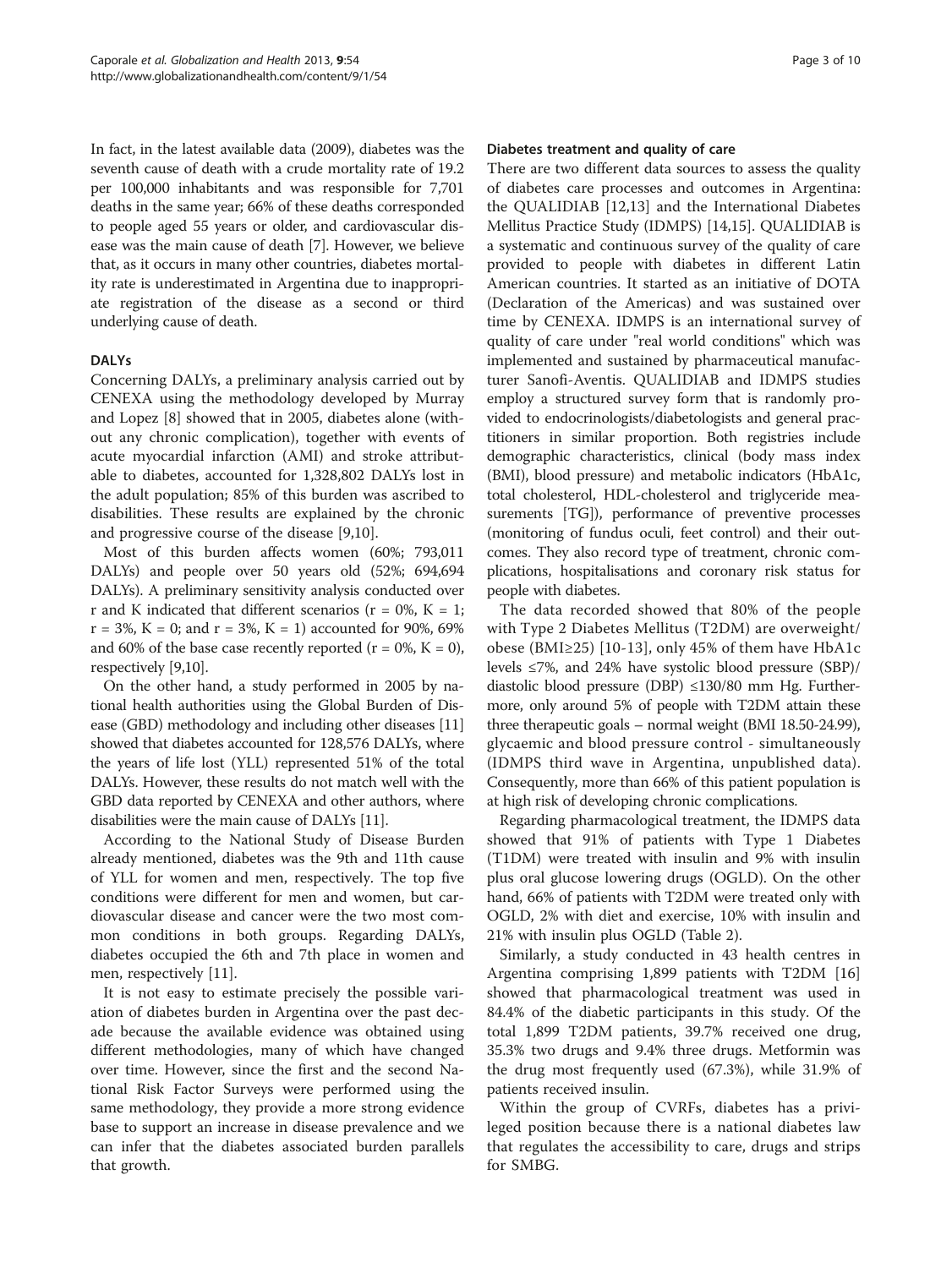In fact, in the latest available data (2009), diabetes was the seventh cause of death with a crude mortality rate of 19.2 per 100,000 inhabitants and was responsible for 7,701 deaths in the same year; 66% of these deaths corresponded to people aged 55 years or older, and cardiovascular disease was the main cause of death [7]. However, we believe that, as it occurs in many other countries, diabetes mortality rate is underestimated in Argentina due to inappropriate registration of the disease as a second or third underlying cause of death.

### DALYs

Concerning DALYs, a preliminary analysis carried out by CENEXA using the methodology developed by Murray and Lopez [8] showed that in 2005, diabetes alone (without any chronic complication), together with events of acute myocardial infarction (AMI) and stroke attributable to diabetes, accounted for 1,328,802 DALYs lost in the adult population; 85% of this burden was ascribed to disabilities. These results are explained by the chronic and progressive course of the disease [9,10].

Most of this burden affects women (60%; 793,011 DALYs) and people over 50 years old (52%; 694,694 DALYs). A preliminary sensitivity analysis conducted over r and K indicated that different scenarios ($r = 0\%$, $K = 1$; $r = 3\%$, $K = 0$; and $r = 3\%$, $K = 1$) accounted for 90%, 69% and 60% of the base case recently reported ($r = 0\%$, $K = 0$), respectively [9,10].

On the other hand, a study performed in 2005 by national health authorities using the Global Burden of Disease (GBD) methodology and including other diseases [11] showed that diabetes accounted for 128,576 DALYs, where the years of life lost (YLL) represented 51% of the total DALYs. However, these results do not match well with the GBD data reported by CENEXA and other authors, where disabilities were the main cause of DALYs [11].

According to the National Study of Disease Burden already mentioned, diabetes was the 9th and 11th cause of YLL for women and men, respectively. The top five conditions were different for men and women, but cardiovascular disease and cancer were the two most common conditions in both groups. Regarding DALYs, diabetes occupied the 6th and 7th place in women and men, respectively [11].

It is not easy to estimate precisely the possible variation of diabetes burden in Argentina over the past decade because the available evidence was obtained using different methodologies, many of which have changed over time. However, since the first and the second National Risk Factor Surveys were performed using the same methodology, they provide a more strong evidence base to support an increase in disease prevalence and we can infer that the diabetes associated burden parallels that growth.

### Diabetes treatment and quality of care

There are two different data sources to assess the quality of diabetes care processes and outcomes in Argentina: the QUALIDIAB [12,13] and the International Diabetes Mellitus Practice Study (IDMPS) [14,15]. QUALIDIAB is a systematic and continuous survey of the quality of care provided to people with diabetes in different Latin American countries. It started as an initiative of DOTA (Declaration of the Americas) and was sustained over time by CENEXA. IDMPS is an international survey of quality of care under "real world conditions" which was implemented and sustained by pharmaceutical manufacturer Sanofi-Aventis. QUALIDIAB and IDMPS studies employ a structured survey form that is randomly provided to endocrinologists/diabetologists and general practitioners in similar proportion. Both registries include demographic characteristics, clinical (body mass index (BMI), blood pressure) and metabolic indicators (HbA1c, total cholesterol, HDL-cholesterol and triglyceride measurements [TG]), performance of preventive processes (monitoring of fundus oculi, feet control) and their outcomes. They also record type of treatment, chronic complications, hospitalisations and coronary risk status for people with diabetes.

The data recorded showed that 80% of the people with Type 2 Diabetes Mellitus (T2DM) are overweight/obese (BMI≥25) [10-13], only 45% of them have HbA1c levels ≤7%, and 24% have systolic blood pressure (SBP)/diastolic blood pressure (DBP) ≤130/80 mm Hg. Furthermore, only around 5% of people with T2DM attain these three therapeutic goals – normal weight (BMI 18.50-24.99), glycaemic and blood pressure control - simultaneously (IDMPS third wave in Argentina, unpublished data). Consequently, more than 66% of this patient population is at high risk of developing chronic complications.

Regarding pharmacological treatment, the IDMPS data showed that 91% of patients with Type 1 Diabetes (T1DM) were treated with insulin and 9% with insulin plus oral glucose lowering drugs (OGLD). On the other hand, 66% of patients with T2DM were treated only with OGLD, 2% with diet and exercise, 10% with insulin and 21% with insulin plus OGLD (Table 2).

Similarly, a study conducted in 43 health centres in Argentina comprising 1,899 patients with T2DM [16] showed that pharmacological treatment was used in 84.4% of the diabetic participants in this study. Of the total 1,899 T2DM patients, 39.7% received one drug, 35.3% two drugs and 9.4% three drugs. Metformin was the drug most frequently used (67.3%), while 31.9% of patients received insulin.

Within the group of CVRFs, diabetes has a privileged position because there is a national diabetes law that regulates the accessibility to care, drugs and strips for SMBG.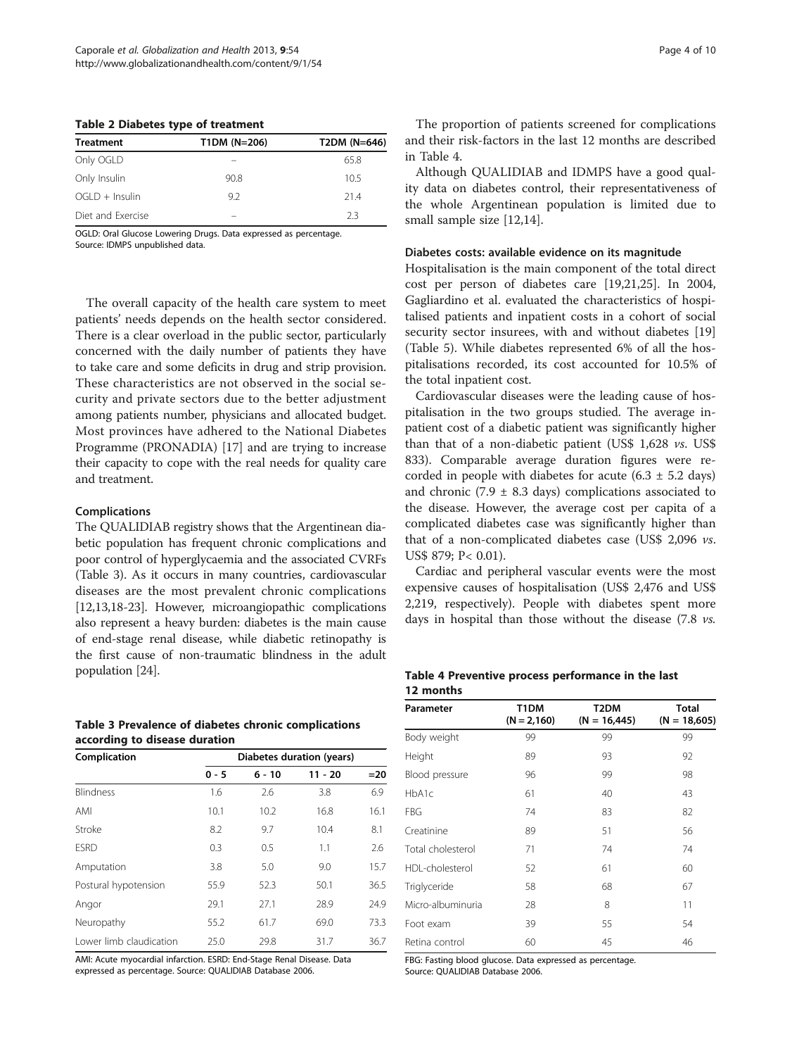**Table 2 Diabetes type of treatment**

| Treatment | T1DM (N=206) | T2DM (N=646) |
|---|---|---|
| Only OGLD | – | 65.8 |
| Only Insulin | 90.8 | 10.5 |
| OGLD + Insulin | 9.2 | 21.4 |
| Diet and Exercise | – | 2.3 |

OGLD: Oral Glucose Lowering Drugs. Data expressed as percentage.
Source: IDMPS unpublished data.

The overall capacity of the health care system to meet patients' needs depends on the health sector considered. There is a clear overload in the public sector, particularly concerned with the daily number of patients they have to take care and some deficits in drug and strip provision. These characteristics are not observed in the social security and private sectors due to the better adjustment among patients number, physicians and allocated budget. Most provinces have adhered to the National Diabetes Programme (PRONADIA) [17] and are trying to increase their capacity to cope with the real needs for quality care and treatment.

### Complications

The QUALIDIAB registry shows that the Argentinean diabetic population has frequent chronic complications and poor control of hyperglycaemia and the associated CVRFs (Table 3). As it occurs in many countries, cardiovascular diseases are the most prevalent chronic complications [12,13,18-23]. However, microangiopathic complications also represent a heavy burden: diabetes is the main cause of end-stage renal disease, while diabetic retinopathy is the first cause of non-traumatic blindness in the adult population [24].

**Table 3 Prevalence of diabetes chronic complications according to disease duration**

| Complication | Diabetes duration (years) | | | |
|---|---|---|---|---|
| | 0 - 5 | 6 - 10 | 11 - 20 | =20 |
| Blindness | 1.6 | 2.6 | 3.8 | 6.9 |
| AMI | 10.1 | 10.2 | 16.8 | 16.1 |
| Stroke | 8.2 | 9.7 | 10.4 | 8.1 |
| ESRD | 0.3 | 0.5 | 1.1 | 2.6 |
| Amputation | 3.8 | 5.0 | 9.0 | 15.7 |
| Postural hypotension | 55.9 | 52.3 | 50.1 | 36.5 |
| Angor | 29.1 | 27.1 | 28.9 | 24.9 |
| Neuropathy | 55.2 | 61.7 | 69.0 | 73.3 |
| Lower limb claudication | 25.0 | 29.8 | 31.7 | 36.7 |

AMI: Acute myocardial infarction. ESRD: End-Stage Renal Disease. Data expressed as percentage. Source: QUALIDIAB Database 2006.

The proportion of patients screened for complications and their risk-factors in the last 12 months are described in Table 4.

Although QUALIDIAB and IDMPS have a good quality data on diabetes control, their representativeness of the whole Argentinean population is limited due to small sample size [12,14].

### Diabetes costs: available evidence on its magnitude

Hospitalisation is the main component of the total direct cost per person of diabetes care [19,21,25]. In 2004, Gagliardino et al. evaluated the characteristics of hospitalised patients and inpatient costs in a cohort of social security sector insurees, with and without diabetes [19] (Table 5). While diabetes represented 6% of all the hospitalisations recorded, its cost accounted for 10.5% of the total inpatient cost.

Cardiovascular diseases were the leading cause of hospitalisation in the two groups studied. The average inpatient cost of a diabetic patient was significantly higher than that of a non-diabetic patient (US$ 1,628 *vs*. US$ 833). Comparable average duration figures were recorded in people with diabetes for acute ($6.3 \pm 5.2$ days) and chronic ($7.9 \pm 8.3$ days) complications associated to the disease. However, the average cost per capita of a complicated diabetes case was significantly higher than that of a non-complicated diabetes case (US$ 2,096 *vs*. US$ 879; $P < 0.01$).

Cardiac and peripheral vascular events were the most expensive causes of hospitalisation (US$ 2,476 and US$ 2,219, respectively). People with diabetes spent more days in hospital than those without the disease (7.8 *vs.*

**Table 4 Preventive process performance in the last 12 months**

| Parameter | T1DM (N = 2,160) | T2DM (N = 16,445) | Total (N = 18,605) |
|---|---|---|---|
| Body weight | 99 | 99 | 99 |
| Height | 89 | 93 | 92 |
| Blood pressure | 96 | 99 | 98 |
| HbA1c | 61 | 40 | 43 |
| FBG | 74 | 83 | 82 |
| Creatinine | 89 | 51 | 56 |
| Total cholesterol | 71 | 74 | 74 |
| HDL-cholesterol | 52 | 61 | 60 |
| Triglyceride | 58 | 68 | 67 |
| Micro-albuminuria | 28 | 8 | 11 |
| Foot exam | 39 | 55 | 54 |
| Retina control | 60 | 45 | 46 |

FBG: Fasting blood glucose. Data expressed as percentage.
Source: QUALIDIAB Database 2006.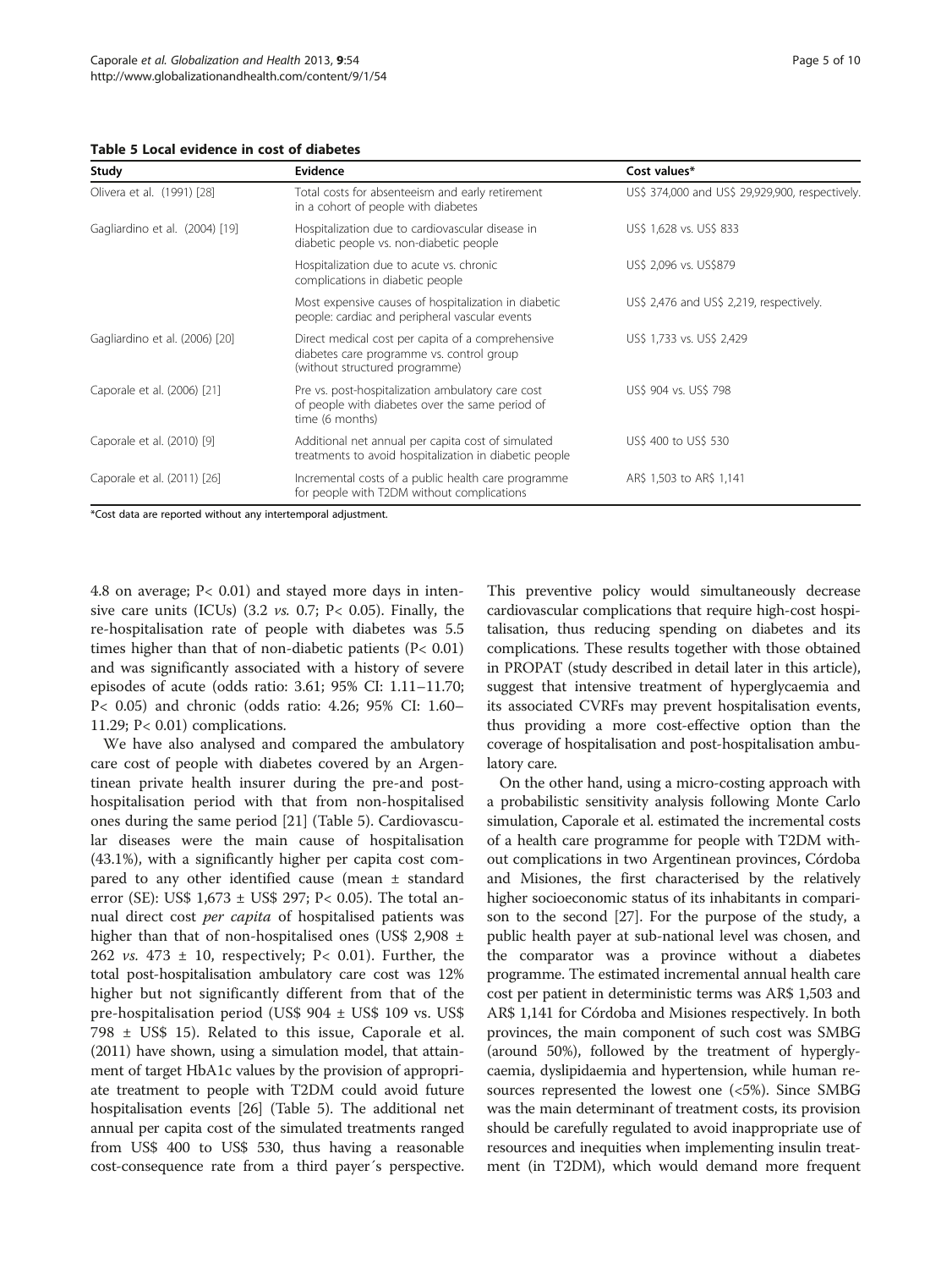**Table 5 Local evidence in cost of diabetes**

| Study | Evidence | Cost values* |
|---|---|---|
| Olivera et al. (1991) [28] | Total costs for absenteeism and early retirement in a cohort of people with diabetes | US$ 374,000 and US$ 29,929,900, respectively. |
| Gagliardino et al. (2004) [19] | Hospitalization due to cardiovascular disease in diabetic people vs. non-diabetic people | US$ 1,628 vs. US$ 833 |
| | Hospitalization due to acute vs. chronic complications in diabetic people | US$ 2,096 vs. US$879 |
| | Most expensive causes of hospitalization in diabetic people: cardiac and peripheral vascular events | US$ 2,476 and US$ 2,219, respectively. |
| Gagliardino et al. (2006) [20] | Direct medical cost per capita of a comprehensive diabetes care programme vs. control group (without structured programme) | US$ 1,733 vs. US$ 2,429 |
| Caporale et al. (2006) [21] | Pre vs. post-hospitalization ambulatory care cost of people with diabetes over the same period of time (6 months) | US$ 904 vs. US$ 798 |
| Caporale et al. (2010) [9] | Additional net annual per capita cost of simulated treatments to avoid hospitalization in diabetic people | US$ 400 to US$ 530 |
| Caporale et al. (2011) [26] | Incremental costs of a public health care programme for people with T2DM without complications | AR$ 1,503 to AR$ 1,141 |

*Cost data are reported without any intertemporal adjustment.

4.8 on average; $P < 0.01$) and stayed more days in intensive care units (ICUs) (3.2 *vs.* 0.7; $P < 0.05$). Finally, the re-hospitalisation rate of people with diabetes was 5.5 times higher than that of non-diabetic patients ($P < 0.01$) and was significantly associated with a history of severe episodes of acute (odds ratio: 3.61; 95% CI: 1.11–11.70; $P < 0.05$) and chronic (odds ratio: 4.26; 95% CI: 1.60–11.29; $P < 0.01$) complications.

We have also analysed and compared the ambulatory care cost of people with diabetes covered by an Argentinean private health insurer during the pre-and post-hospitalisation period with that from non-hospitalised ones during the same period [21] (Table 5). Cardiovascular diseases were the main cause of hospitalisation (43.1%), with a significantly higher per capita cost compared to any other identified cause (mean ± standard error (SE): US$ 1,673 ± US$ 297; $P < 0.05$). The total annual direct cost *per capita* of hospitalised patients was higher than that of non-hospitalised ones (US$ 2,908 ± 262 *vs.* 473 ± 10, respectively; $P < 0.01$). Further, the total post-hospitalisation ambulatory care cost was 12% higher but not significantly different from that of the pre-hospitalisation period (US$ 904 ± US$ 109 vs. US$ 798 ± US$ 15). Related to this issue, Caporale et al. (2011) have shown, using a simulation model, that attainment of target HbA1c values by the provision of appropriate treatment to people with T2DM could avoid future hospitalisation events [26] (Table 5). The additional net annual per capita cost of the simulated treatments ranged from US$ 400 to US$ 530, thus having a reasonable cost-consequence rate from a third payer´s perspective. This preventive policy would simultaneously decrease cardiovascular complications that require high-cost hospitalisation, thus reducing spending on diabetes and its complications. These results together with those obtained in PROPAT (study described in detail later in this article), suggest that intensive treatment of hyperglycaemia and its associated CVRFs may prevent hospitalisation events, thus providing a more cost-effective option than the coverage of hospitalisation and post-hospitalisation ambulatory care.

On the other hand, using a micro-costing approach with a probabilistic sensitivity analysis following Monte Carlo simulation, Caporale et al. estimated the incremental costs of a health care programme for people with T2DM without complications in two Argentinean provinces, Córdoba and Misiones, the first characterised by the relatively higher socioeconomic status of its inhabitants in comparison to the second [27]. For the purpose of the study, a public health payer at sub-national level was chosen, and the comparator was a province without a diabetes programme. The estimated incremental annual health care cost per patient in deterministic terms was AR$ 1,503 and AR$ 1,141 for Córdoba and Misiones respectively. In both provinces, the main component of such cost was SMBG (around 50%), followed by the treatment of hyperglycaemia, dyslipidaemia and hypertension, while human resources represented the lowest one (<5%). Since SMBG was the main determinant of treatment costs, its provision should be carefully regulated to avoid inappropriate use of resources and inequities when implementing insulin treatment (in T2DM), which would demand more frequent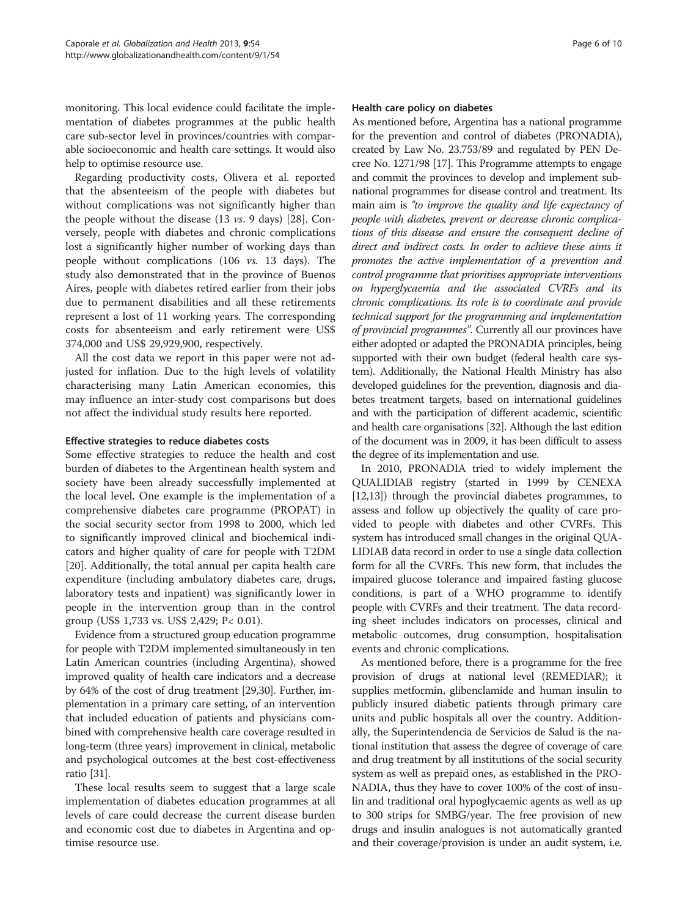monitoring. This local evidence could facilitate the implementation of diabetes programmes at the public health care sub-sector level in provinces/countries with comparable socioeconomic and health care settings. It would also help to optimise resource use.

Regarding productivity costs, Olivera et al. reported that the absenteeism of the people with diabetes but without complications was not significantly higher than the people without the disease (13 *vs*. 9 days) [28]. Conversely, people with diabetes and chronic complications lost a significantly higher number of working days than people without complications (106 *vs.* 13 days). The study also demonstrated that in the province of Buenos Aires, people with diabetes retired earlier from their jobs due to permanent disabilities and all these retirements represent a lost of 11 working years. The corresponding costs for absenteeism and early retirement were US$ 374,000 and US$ 29,929,900, respectively.

All the cost data we report in this paper were not adjusted for inflation. Due to the high levels of volatility characterising many Latin American economies, this may influence an inter-study cost comparisons but does not affect the individual study results here reported.

#### Effective strategies to reduce diabetes costs

Some effective strategies to reduce the health and cost burden of diabetes to the Argentinean health system and society have been already successfully implemented at the local level. One example is the implementation of a comprehensive diabetes care programme (PROPAT) in the social security sector from 1998 to 2000, which led to significantly improved clinical and biochemical indicators and higher quality of care for people with T2DM [20]. Additionally, the total annual per capita health care expenditure (including ambulatory diabetes care, drugs, laboratory tests and inpatient) was significantly lower in people in the intervention group than in the control group (US$ 1,733 vs. US$ 2,429; P< 0.01).

Evidence from a structured group education programme for people with T2DM implemented simultaneously in ten Latin American countries (including Argentina), showed improved quality of health care indicators and a decrease by 64% of the cost of drug treatment [29,30]. Further, implementation in a primary care setting, of an intervention that included education of patients and physicians combined with comprehensive health care coverage resulted in long-term (three years) improvement in clinical, metabolic and psychological outcomes at the best cost-effectiveness ratio [31].

These local results seem to suggest that a large scale implementation of diabetes education programmes at all levels of care could decrease the current disease burden and economic cost due to diabetes in Argentina and optimise resource use.

#### Health care policy on diabetes

As mentioned before, Argentina has a national programme for the prevention and control of diabetes (PRONADIA), created by Law No. 23.753/89 and regulated by PEN Decree No. 1271/98 [17]. This Programme attempts to engage and commit the provinces to develop and implement subnational programmes for disease control and treatment. Its main aim is *"to improve the quality and life expectancy of people with diabetes, prevent or decrease chronic complications of this disease and ensure the consequent decline of direct and indirect costs. In order to achieve these aims it promotes the active implementation of a prevention and control programme that prioritises appropriate interventions on hyperglycaemia and the associated CVRFs and its chronic complications. Its role is to coordinate and provide technical support for the programming and implementation of provincial programmes"*. Currently all our provinces have either adopted or adapted the PRONADIA principles, being supported with their own budget (federal health care system). Additionally, the National Health Ministry has also developed guidelines for the prevention, diagnosis and diabetes treatment targets, based on international guidelines and with the participation of different academic, scientific and health care organisations [32]. Although the last edition of the document was in 2009, it has been difficult to assess the degree of its implementation and use.

In 2010, PRONADIA tried to widely implement the QUALIDIAB registry (started in 1999 by CENEXA [12,13]) through the provincial diabetes programmes, to assess and follow up objectively the quality of care provided to people with diabetes and other CVRFs. This system has introduced small changes in the original QUALIDIAB data record in order to use a single data collection form for all the CVRFs. This new form, that includes the impaired glucose tolerance and impaired fasting glucose conditions, is part of a WHO programme to identify people with CVRFs and their treatment. The data recording sheet includes indicators on processes, clinical and metabolic outcomes, drug consumption, hospitalisation events and chronic complications.

As mentioned before, there is a programme for the free provision of drugs at national level (REMEDIAR); it supplies metformin, glibenclamide and human insulin to publicly insured diabetic patients through primary care units and public hospitals all over the country. Additionally, the Superintendencia de Servicios de Salud is the national institution that assess the degree of coverage of care and drug treatment by all institutions of the social security system as well as prepaid ones, as established in the PRONADIA, thus they have to cover 100% of the cost of insulin and traditional oral hypoglycaemic agents as well as up to 300 strips for SMBG/year. The free provision of new drugs and insulin analogues is not automatically granted and their coverage/provision is under an audit system, i.e.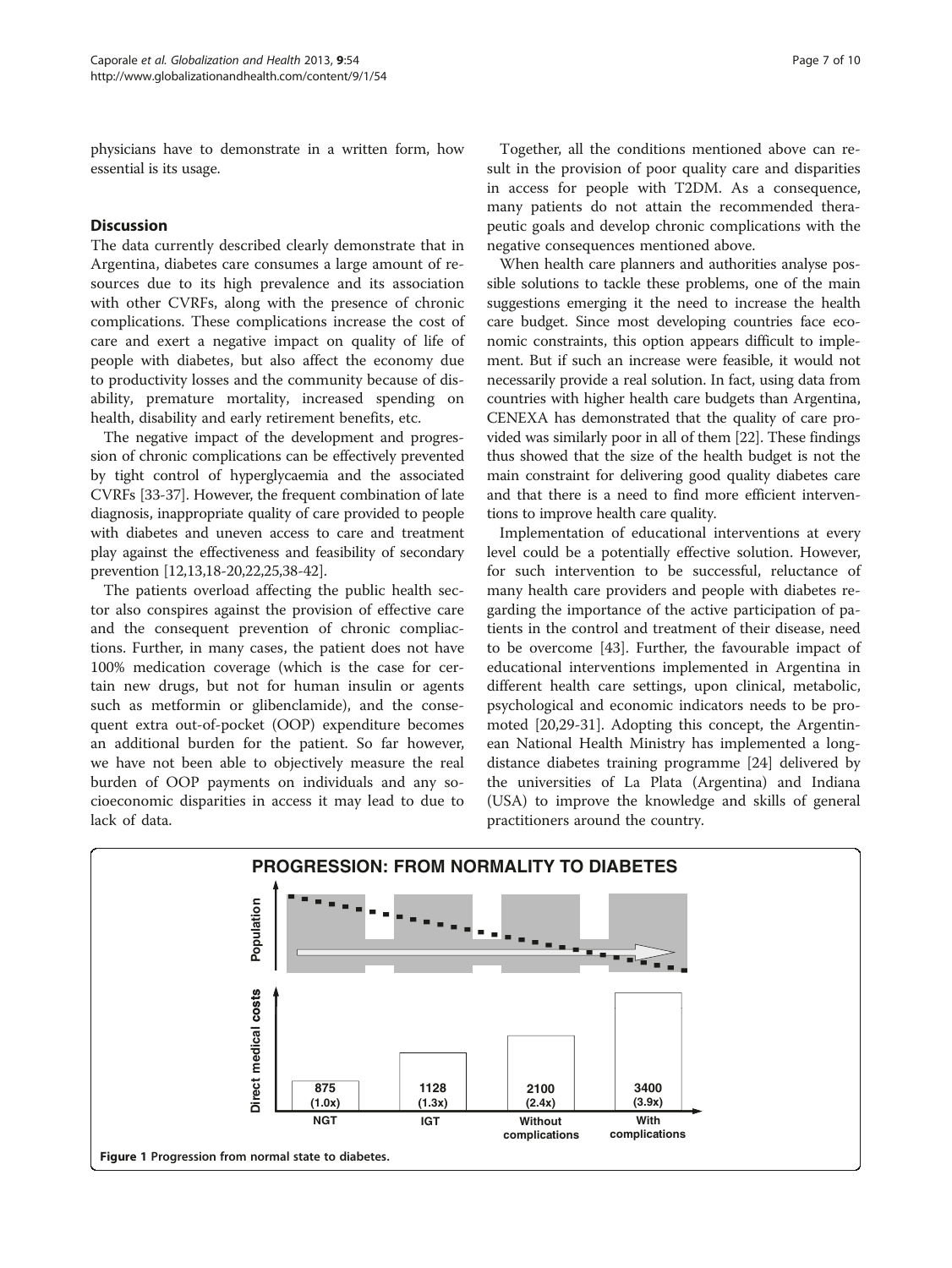physicians have to demonstrate in a written form, how essential is its usage.

## Discussion

The data currently described clearly demonstrate that in Argentina, diabetes care consumes a large amount of resources due to its high prevalence and its association with other CVRFs, along with the presence of chronic complications. These complications increase the cost of care and exert a negative impact on quality of life of people with diabetes, but also affect the economy due to productivity losses and the community because of disability, premature mortality, increased spending on health, disability and early retirement benefits, etc.

The negative impact of the development and progression of chronic complications can be effectively prevented by tight control of hyperglycaemia and the associated CVRFs [33-37]. However, the frequent combination of late diagnosis, inappropriate quality of care provided to people with diabetes and uneven access to care and treatment play against the effectiveness and feasibility of secondary prevention [12,13,18-20,22,25,38-42].

The patients overload affecting the public health sector also conspires against the provision of effective care and the consequent prevention of chronic compliactions. Further, in many cases, the patient does not have 100% medication coverage (which is the case for certain new drugs, but not for human insulin or agents such as metformin or glibenclamide), and the consequent extra out-of-pocket (OOP) expenditure becomes an additional burden for the patient. So far however, we have not been able to objectively measure the real burden of OOP payments on individuals and any socioeconomic disparities in access it may lead to due to lack of data.

Together, all the conditions mentioned above can result in the provision of poor quality care and disparities in access for people with T2DM. As a consequence, many patients do not attain the recommended therapeutic goals and develop chronic complications with the negative consequences mentioned above.

When health care planners and authorities analyse possible solutions to tackle these problems, one of the main suggestions emerging it the need to increase the health care budget. Since most developing countries face economic constraints, this option appears difficult to implement. But if such an increase were feasible, it would not necessarily provide a real solution. In fact, using data from countries with higher health care budgets than Argentina, CENEXA has demonstrated that the quality of care provided was similarly poor in all of them [22]. These findings thus showed that the size of the health budget is not the main constraint for delivering good quality diabetes care and that there is a need to find more efficient interventions to improve health care quality.

Implementation of educational interventions at every level could be a potentially effective solution. However, for such intervention to be successful, reluctance of many health care providers and people with diabetes regarding the importance of the active participation of patients in the control and treatment of their disease, need to be overcome [43]. Further, the favourable impact of educational interventions implemented in Argentina in different health care settings, upon clinical, metabolic, psychological and economic indicators needs to be promoted [20,29-31]. Adopting this concept, the Argentinean National Health Ministry has implemented a long-distance diabetes training programme [24] delivered by the universities of La Plata (Argentina) and Indiana (USA) to improve the knowledge and skills of general practitioners around the country.

**PROGRESSION: FROM NORMALITY TO DIABETES**

| | NGT | IGT | Without complications | With complications |
|---|---|---|---|---|
| Direct medical costs | 875 (1.0x) | 1128 (1.3x) | 2100 (2.4x) | 3400 (3.9x) |

**Figure 1** Progression from normal state to diabetes.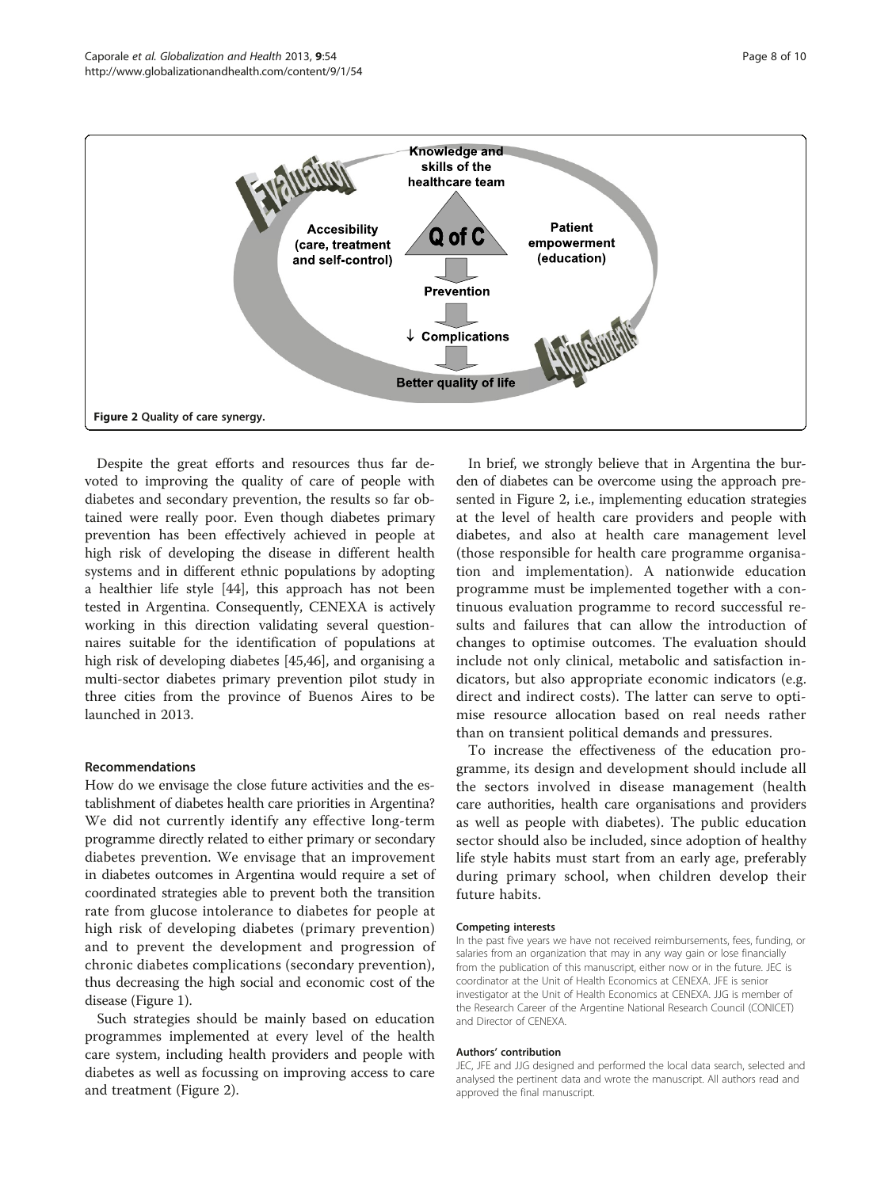Figure 2 Quality of care synergy.

Despite the great efforts and resources thus far devoted to improving the quality of care of people with diabetes and secondary prevention, the results so far obtained were really poor. Even though diabetes primary prevention has been effectively achieved in people at high risk of developing the disease in different health systems and in different ethnic populations by adopting a healthier life style [44], this approach has not been tested in Argentina. Consequently, CENEXA is actively working in this direction validating several questionnaires suitable for the identification of populations at high risk of developing diabetes [45,46], and organising a multi-sector diabetes primary prevention pilot study in three cities from the province of Buenos Aires to be launched in 2013.

## Recommendations

How do we envisage the close future activities and the establishment of diabetes health care priorities in Argentina? We did not currently identify any effective long-term programme directly related to either primary or secondary diabetes prevention. We envisage that an improvement in diabetes outcomes in Argentina would require a set of coordinated strategies able to prevent both the transition rate from glucose intolerance to diabetes for people at high risk of developing diabetes (primary prevention) and to prevent the development and progression of chronic diabetes complications (secondary prevention), thus decreasing the high social and economic cost of the disease (Figure 1).

Such strategies should be mainly based on education programmes implemented at every level of the health care system, including health providers and people with diabetes as well as focussing on improving access to care and treatment (Figure 2).

In brief, we strongly believe that in Argentina the burden of diabetes can be overcome using the approach presented in Figure 2, i.e., implementing education strategies at the level of health care providers and people with diabetes, and also at health care management level (those responsible for health care programme organisation and implementation). A nationwide education programme must be implemented together with a continuous evaluation programme to record successful results and failures that can allow the introduction of changes to optimise outcomes. The evaluation should include not only clinical, metabolic and satisfaction indicators, but also appropriate economic indicators (e.g. direct and indirect costs). The latter can serve to optimise resource allocation based on real needs rather than on transient political demands and pressures.

To increase the effectiveness of the education programme, its design and development should include all the sectors involved in disease management (health care authorities, health care organisations and providers as well as people with diabetes). The public education sector should also be included, since adoption of healthy life style habits must start from an early age, preferably during primary school, when children develop their future habits.

#### Competing interests

In the past five years we have not received reimbursements, fees, funding, or salaries from an organization that may in any way gain or lose financially from the publication of this manuscript, either now or in the future. JEC is coordinator at the Unit of Health Economics at CENEXA. JFE is senior investigator at the Unit of Health Economics at CENEXA. JJG is member of the Research Career of the Argentine National Research Council (CONICET) and Director of CENEXA.

#### Authors' contribution

JEC, JFE and JJG designed and performed the local data search, selected and analysed the pertinent data and wrote the manuscript. All authors read and approved the final manuscript.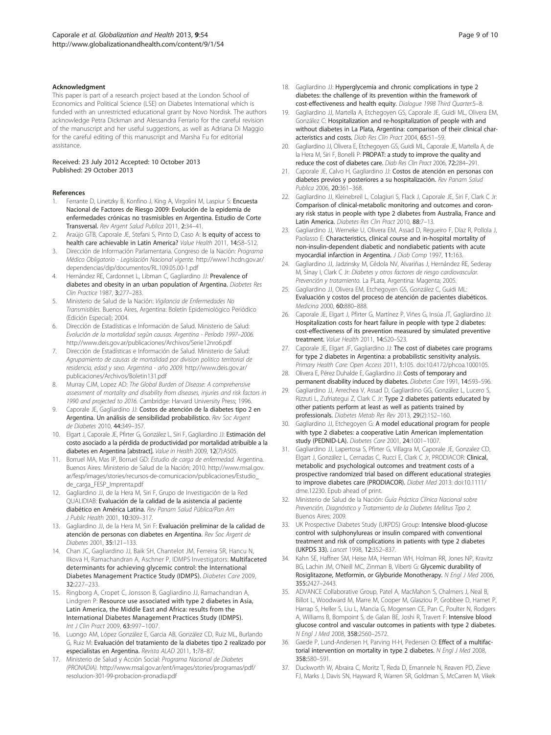## Acknowledgment

This paper is part of a research project based at the London School of Economics and Political Science (LSE) on Diabetes International which is funded with an unrestricted educational grant by Novo Nordisk. The authors acknowledge Petra Dickman and Alessandra Ferrario for the careful revision of the manuscript and their useful suggestions, as well as Adriana Di Maggio for the careful editing of this manuscript and Marsha Fu for editorial assistance.

Received: 23 July 2012 Accepted: 10 October 2013
Published: 29 October 2013

## References

1. Ferrante D, Linetzky B, Konfino J, King A, Virgolini M, Laspiur S: **Encuesta Nacional de Factores de Riesgo 2009: Evolución de la epidemia de enfermedades crónicas no trasmisibles en Argentina. Estudio de Corte Transversal.** *Rev Argent Salud Publica* 2011, **2:**34–41.
2. Araújo GTB, Caporale JE, Stefani S, Pinto D, Caso A: **Is equity of access to health care achievable in Latin America?** *Value Health* 2011, **14:**S8–S12.
3. Dirección de Información Parlamentaria. Congreso de la Nación: *Programa Médico Obligatorio - Legislación Nacional vigente.* http://www1.hcdn.gov.ar/dependencias/dip/documentos/RL.109.05.00-1.pdf
4. Hernández RE, Cardonnet L, Libman C, Gagliardino JJ: **Prevalence of diabetes and obesity in an urban population of Argentina.** *Diabetes Res Clin Practice* 1987, **3:**277–283.
5. Ministerio de Salud de la Nación: *Vigilancia de Enfermedades No Transmisibles.* Buenos Aires, Argentina: Boletín Epidemiológico Periódico (Edición Especial); 2004.
6. Dirección de Estadísticas e Información de Salud. Ministerio de Salud: *Evolución de la mortalidad según causas. Argentina - Período 1997–2006.* http://www.deis.gov.ar/publicaciones/Archivos/Serie12nro6.pdf
7. Dirección de Estadísticas e Información de Salud. Ministerio de Salud: *Agrupamiento de causas de mortalidad por division politico territorial de residencia, edad y sexo. Argentina - año 2009.* http://www.deis.gov.ar/publicaciones/Archivos/Boletin131.pdf
8. Murray CJM, Lopez AD: *The Global Burden of Disease: A comprehensive assessment of mortality and disability from diseases, injuries and risk factors in 1990 and projected to 2016.* Cambridge: Harvard University Press; 1996.
9. Caporale JE, Gagliardino JJ: **Costos de atención de la diabetes tipo 2 en Argentina. Un análisis de sensibilidad probabilístico.** *Rev Soc Argent de Diabetes* 2010, **44:**349–357.
10. Elgart J, Caporale JE, Pfirter G, González L, Siri F, Gagliardino JJ: **Estimación del costo asociado a la pérdida de productividad por mortalidad atribuible a la diabetes en Argentina [abstract].** *Value in Health* 2009, **12**(7):A505.
11. Borruel MA, Mas IP, Borruel GD: *Estudio de carga de enfermedad.* Argentina. Buenos Aires: Ministerio de Salud de la Nación; 2010. http://www.msal.gov.ar/fesp/images/stories/recursos-de-comunicacion/publicaciones/Estudio_de_carga_FESP_Imprenta.pdf
12. Gagliardino JJ, de la Hera M, Siri F, Grupo de Investigación de la Red QUALIDIAB: **Evaluación de la calidad de la asistencia al paciente diabético en América Latina.** *Rev Panam Salud Pública/Pan Am J Public Health* 2001, **10:**309–317.
13. Gagliardino JJ, de la Hera M, Siri F: **Evaluación preliminar de la calidad de atención de personas con diabetes en Argentina.** *Rev Soc Argent de Diabetes* 2001, **35:**121–133.
14. Chan JC, Gagliardino JJ, Baik SH, Chantelot JM, Ferreira SR, Hancu N, Ilkova H, Ramachandran A, Aschner P, IDMPS Investigators: **Multifaceted determinants for achieving glycemic control: the International Diabetes Management Practice Study (IDMPS).** *Diabetes Care* 2009, **32:**227–233.
15. Ringborg A, Cropet C, Jonsson B, Gagliardino JJ, Ramachandran A, Lindgren P: **Resource use associated with type 2 diabetes in Asia, Latin America, the Middle East and Africa: results from the International Diabetes Management Practices Study (IDMPS).** *Int J Clin Pract* 2009, **63:**997–1007.
16. Luongo AM, López González E, Garcia AB, González CD, Ruiz ML, Burlando G, Ruiz M: **Evaluación del tratamiento de la diabetes tipo 2 realizado por especialistas en Argentina.** *Revista ALAD* 2011, **1:**78–87.
17. Ministerio de Salud y Acción Social: *Programa Nacional de Diabetes (PRONADIA).* http://www.msal.gov.ar/ent/images/stories/programas/pdf/resolucion-301-99-probacion-pronadia.pdf
18. Gagliardino JJ: **Hyperglycemia and chronic complications in type 2 diabetes: the challenge of its prevention within the framework of cost-effectiveness and health equity.** *Dialogue 1998 Third Quarter:*5–8.
19. Gagliardino JJ, Martella A, Etchegoyen GS, Caporale JE, Guidi ML, Olivera EM, González C: **Hospitalization and re-hospitalization of people with and without diabetes in La Plata, Argentina: comparison of their clinical characteristics and costs.** *Diab Res Clin Pract* 2004, **65:**51–59.
20. Gagliardino JJ, Olivera E, Etchegoyen GS, Guidi ML, Caporale JE, Martella A, de la Hera M, Siri F, Bonelli P: **PROPAT: a study to improve the quality and reduce the cost of diabetes care.** *Diab Res Clin Pract* 2006, **72:**284–291.
21. Caporale JE, Calvo H, Gagliardino JJ: **Costos de atención en personas con diabetes previos y posteriores a su hospitalización.** *Rev Panam Salud Publica* 2006, **20:**361–368.
22. Gagliardino JJ, Kleinebreil L, Colagiuri S, Flack J, Caporale JE, Siri F, Clark C Jr: **Comparison of clinical-metabolic monitoring and outcomes and coronary risk status in people with type 2 diabetes from Australia, France and Latin America.** *Diabetes Res Clin Pract* 2010, **88:**7–13.
23. Gagliardino JJ, Werneke U, Olivera EM, Assad D, Regueiro F, Díaz R, Pollola J, Paolasso E: **Characteristics, clinical course and in-hospital mortality of non-insulin-dependent diabetic and nondiabetic patients with acute myocardial infarction in Argentina.** *J Diab Comp* 1997, **11:**163.
24. Gagliardino JJ, Jadzinsky M, Cédola NV, Alvariñas J, Hernández RE, Sederay M, Sinay I, Clark C Jr: *Diabetes y otros factores de riesgo cardiovascular. Prevención y tratamiento.* La PLata, Argentina: Magenta; 2005.
25. Gagliardino JJ, Olivera EM, Etchegoyen GS, González C, Guidi ML: **Evaluación y costos del proceso de atención de pacientes diabéticos.** *Medicina* 2000, **60:**880–888.
26. Caporale JE, Elgart J, Pfirter G, Martínez P, Viñes G, Insúa JT, Gagliardino JJ: **Hospitalization costs for heart failure in people with type 2 diabetes: cost-effectiveness of its prevention measured by simulated preventive treatment.** *Value Health* 2011, **14:**S20–S23.
27. Caporale JE, Elgart JF, Gagliardino JJ: **The cost of diabetes care programs for type 2 diabetes in Argentina: a probabilistic sensitivity analysis.** *Primary Health Care: Open Access* 2011, **1:**105. doi:10.4172/phcoa.1000105.
28. Olivera E, Pérez Duhalde E, Gagliardino JJ: **Costs of temporary and permanent disability induced by diabetes.** *Diabetes Care* 1991, **14:**593–596.
29. Gagliardino JJ, Arrechea V, Assad D, Gagliardino GG, González L, Lucero S, Rizzuti L, Zufriategui Z, Clark C Jr: **Type 2 diabetes patients educated by other patients perform at least as well as patients trained by professionals.** *Diabetes Metab Res Rev* 2013, **29**(2):152–160.
30. Gagliardino JJ, Etchegoyen G: **A model educational program for people with type 2 diabetes: a cooperative Latin American implementation study (PEDNID-LA).** *Diabetes Care* 2001, **24:**1001–1007.
31. Gagliardino JJ, Lapertosa S, Pfirter G, Villagra M, Caporale JE, Gonzalez CD, Elgart J, González L, Cernadas C, Rucci E, Clark C Jr, PRODIACOR: **Clinical, metabolic and psychological outcomes and treatment costs of a prospective randomized trial based on different educational strategies to improve diabetes care (PRODIACOR).** *Diabet Med* 2013: doi:10.1111/dme.12230. Epub ahead of print.
32. Ministerio de Salud de la Nación: *Guía Práctica Clínica Nacional sobre Prevención, Diagnóstico y Tratamiento de la Diabetes Mellitus Tipo 2.* Buenos Aires; 2009.
33. UK Prospective Diabetes Study (UKPDS) Group: **Intensive blood-glucose control with sulphonylureas or insulin compared with conventional treatment and risk of complications in patients with type 2 diabetes (UKPDS 33).** *Lancet* 1998, **12:**352–837.
34. Kahn SE, Haffner SM, Heise MA, Herman WH, Holman RR, Jones NP, Kravitz BG, Lachin JM, O'Neill MC, Zinman B, Viberti G: **Glycemic durability of Rosiglitazone, Metformin, or Glyburide Monotherapy.** *N Engl J Med* 2006, **355:**2427–2443.
35. ADVANCE Collaborative Group, Patel A, MacMahon S, Chalmers J, Neal B, Billot L, Woodward M, Marre M, Cooper M, Glasziou P, Grobbee D, Hamet P, Harrap S, Heller S, Liu L, Mancia G, Mogensen CE, Pan C, Poulter N, Rodgers A, Williams B, Bompoint S, de Galan BE, Joshi R, Travert F: **Intensive blood glucose control and vascular outcomes in patients with type 2 diabetes.** *N Engl J Med* 2008, **358:**2560–2572.
36. Gaede P, Lund-Andersen H, Parving H-H, Pedersen O: **Effect of a multifactorial intervention on mortality in type 2 diabetes.** *N Engl J Med* 2008, **358:**580–591.
37. Duckworth W, Abraira C, Moritz T, Reda D, Emannele N, Reaven PD, Zieve FJ, Marks J, Davis SN, Hayward R, Warren SR, Goldman S, McCarren M, Vikek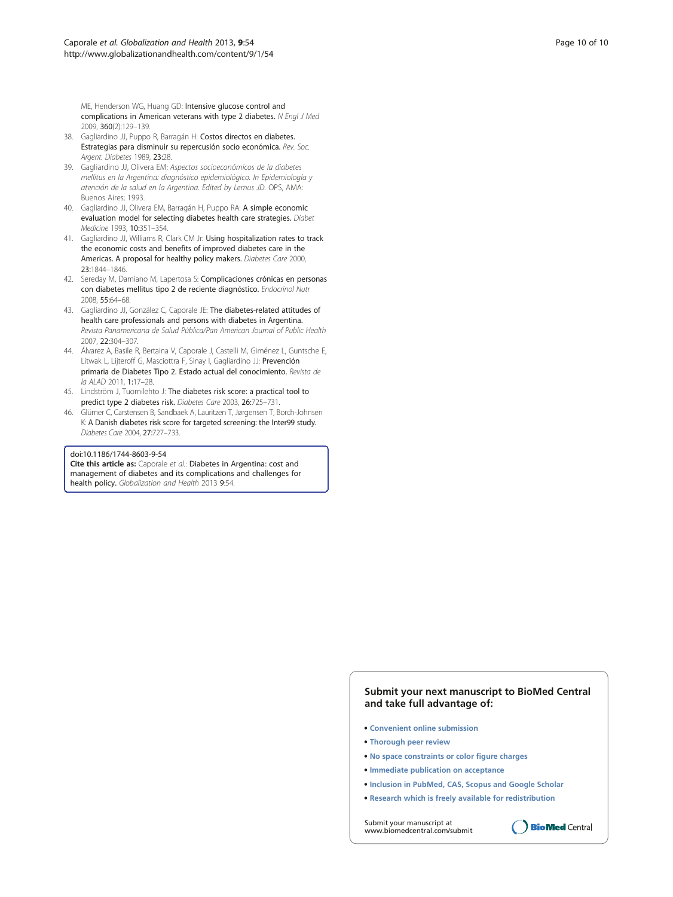ME, Henderson WG, Huang GD: Intensive glucose control and complications in American veterans with type 2 diabetes. *N Engl J Med* 2009, **360**(2):129–139.

38. Gagliardino JJ, Puppo R, Barragán H: Costos directos en diabetes. Estrategias para disminuir su repercusión socio económica. *Rev. Soc. Argent. Diabetes* 1989, **23**:28.
39. Gagliardino JJ, Olivera EM: *Aspectos socioeconómicos de la diabetes mellitus en la Argentina: diagnóstico epidemiológico. In Epidemiología y atención de la salud en la Argentina. Edited by Lemus JD.* OPS, AMA: Buenos Aires; 1993.
40. Gagliardino JJ, Olivera EM, Barragán H, Puppo RA: A simple economic evaluation model for selecting diabetes health care strategies. *Diabet Medicine* 1993, **10**:351–354.
41. Gagliardino JJ, Williams R, Clark CM Jr: Using hospitalization rates to track the economic costs and benefits of improved diabetes care in the Americas. A proposal for healthy policy makers. *Diabetes Care* 2000, **23**:1844–1846.
42. Sereday M, Damiano M, Lapertosa S: Complicaciones crónicas en personas con diabetes mellitus tipo 2 de reciente diagnóstico. *Endocrinol Nutr* 2008, **55**:64–68.
43. Gagliardino JJ, González C, Caporale JE: The diabetes-related attitudes of health care professionals and persons with diabetes in Argentina. *Revista Panamericana de Salud Pública/Pan American Journal of Public Health* 2007, **22**:304–307.
44. Álvarez A, Basile R, Bertaina V, Caporale J, Castelli M, Giménez L, Guntsche E, Litwak L, Lijteroff G, Masciottra F, Sinay I, Gagliardino JJ: Prevención primaria de Diabetes Tipo 2. Estado actual del conocimiento. *Revista de la ALAD* 2011, **1**:17–28.
45. Lindström J, Tuomilehto J: The diabetes risk score: a practical tool to predict type 2 diabetes risk. *Diabetes Care* 2003, **26**:725–731.
46. Glümer C, Carstensen B, Sandbaek A, Lauritzen T, Jørgensen T, Borch-Johnsen K: A Danish diabetes risk score for targeted screening: the Inter99 study. *Diabetes Care* 2004, **27**:727–733.

doi:10.1186/1744-8603-9-54

**Cite this article as:** Caporale *et al.*: Diabetes in Argentina: cost and management of diabetes and its complications and challenges for health policy. *Globalization and Health* 2013 **9**:54.

**Submit your next manuscript to BioMed Central and take full advantage of:**

- **Convenient online submission**
- **Thorough peer review**
- **No space constraints or color figure charges**
- **Immediate publication on acceptance**
- **Inclusion in PubMed, CAS, Scopus and Google Scholar**
- **Research which is freely available for redistribution**

Submit your manuscript at
www.biomedcentral.com/submit

BioMed Central